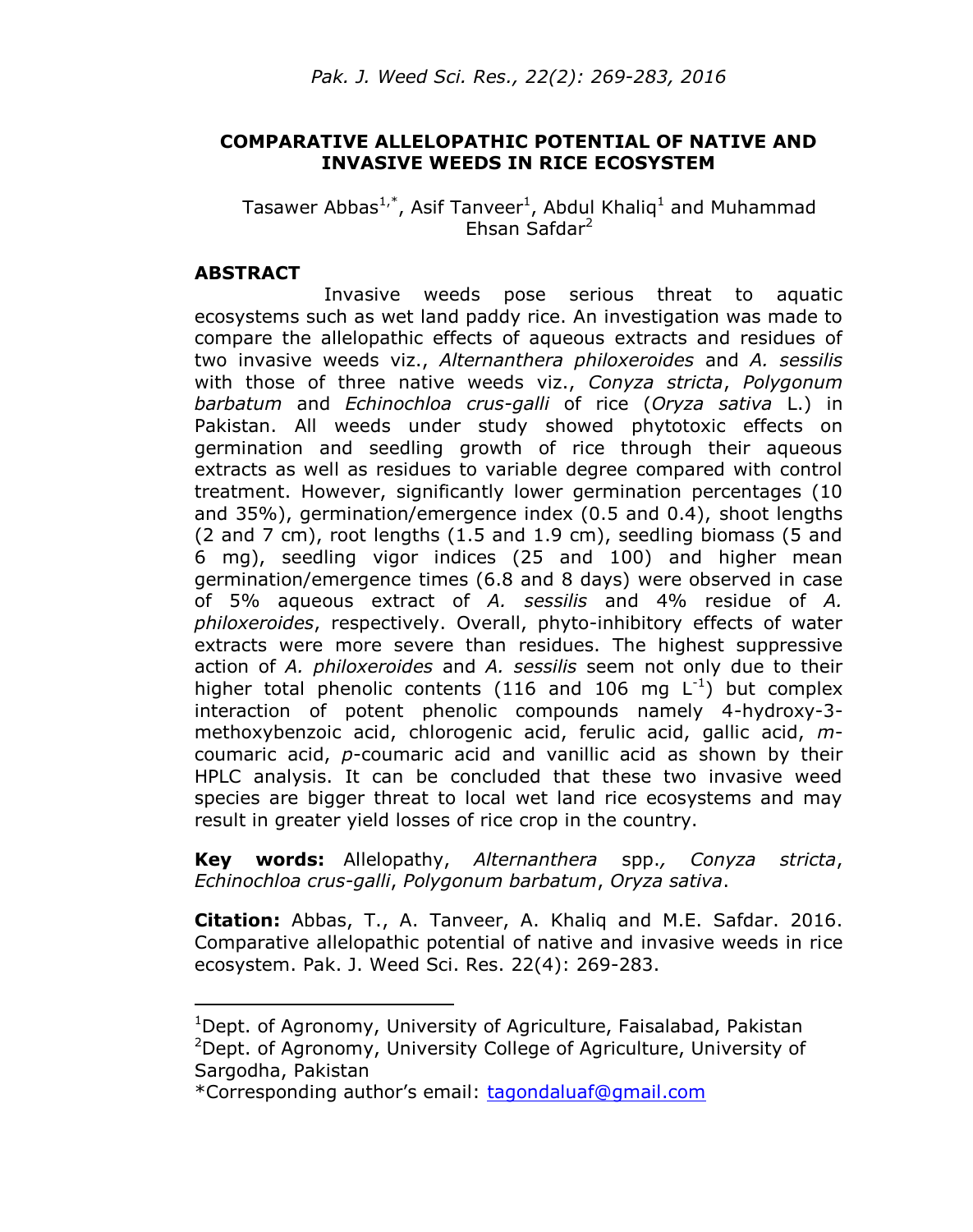# COMPARATIVE ALLELOPATHIC POTENTIAL OF NATIVE AND INVASIVE WEEDS IN RICE ECOSYSTEM

Tasawer Abbas[1,*], Asif Tanveer[1], Abdul Khaliq[1] and Muhammad Ehsan Safdar[2]

## ABSTRACT

Invasive weeds pose serious threat to aquatic ecosystems such as wet land paddy rice. An investigation was made to compare the allelopathic effects of aqueous extracts and residues of two invasive weeds viz., *Alternanthera philoxeroides* and *A. sessilis* with those of three native weeds viz., *Conyza stricta*, *Polygonum barbatum* and *Echinochloa crus-galli* of rice (*Oryza sativa* L.) in Pakistan. All weeds under study showed phytotoxic effects on germination and seedling growth of rice through their aqueous extracts as well as residues to variable degree compared with control treatment. However, significantly lower germination percentages (10 and 35%), germination/emergence index (0.5 and 0.4), shoot lengths (2 and 7 cm), root lengths (1.5 and 1.9 cm), seedling biomass (5 and 6 mg), seedling vigor indices (25 and 100) and higher mean germination/emergence times (6.8 and 8 days) were observed in case of 5% aqueous extract of *A. sessilis* and 4% residue of *A. philoxeroides*, respectively. Overall, phyto-inhibitory effects of water extracts were more severe than residues. The highest suppressive action of *A. philoxeroides* and *A. sessilis* seem not only due to their higher total phenolic contents (116 and 106 mg $L^{-1}$) but complex interaction of potent phenolic compounds namely 4-hydroxy-3-methoxybenzoic acid, chlorogenic acid, ferulic acid, gallic acid, *m*-coumaric acid, *p*-coumaric acid and vanillic acid as shown by their HPLC analysis. It can be concluded that these two invasive weed species are bigger threat to local wet land rice ecosystems and may result in greater yield losses of rice crop in the country.

**Key words:** Allelopathy, *Alternanthera* spp*.*, *Conyza stricta*, *Echinochloa crus-galli*, *Polygonum barbatum*, *Oryza sativa*.

**Citation:** Abbas, T., A. Tanveer, A. Khaliq and M.E. Safdar. 2016. Comparative allelopathic potential of native and invasive weeds in rice ecosystem. Pak. J. Weed Sci. Res. 22(4): 269-283.

---

[1]Dept. of Agronomy, University of Agriculture, Faisalabad, Pakistan
[2]Dept. of Agronomy, University College of Agriculture, University of Sargodha, Pakistan
*Corresponding author's email: tagondaluaf@gmail.com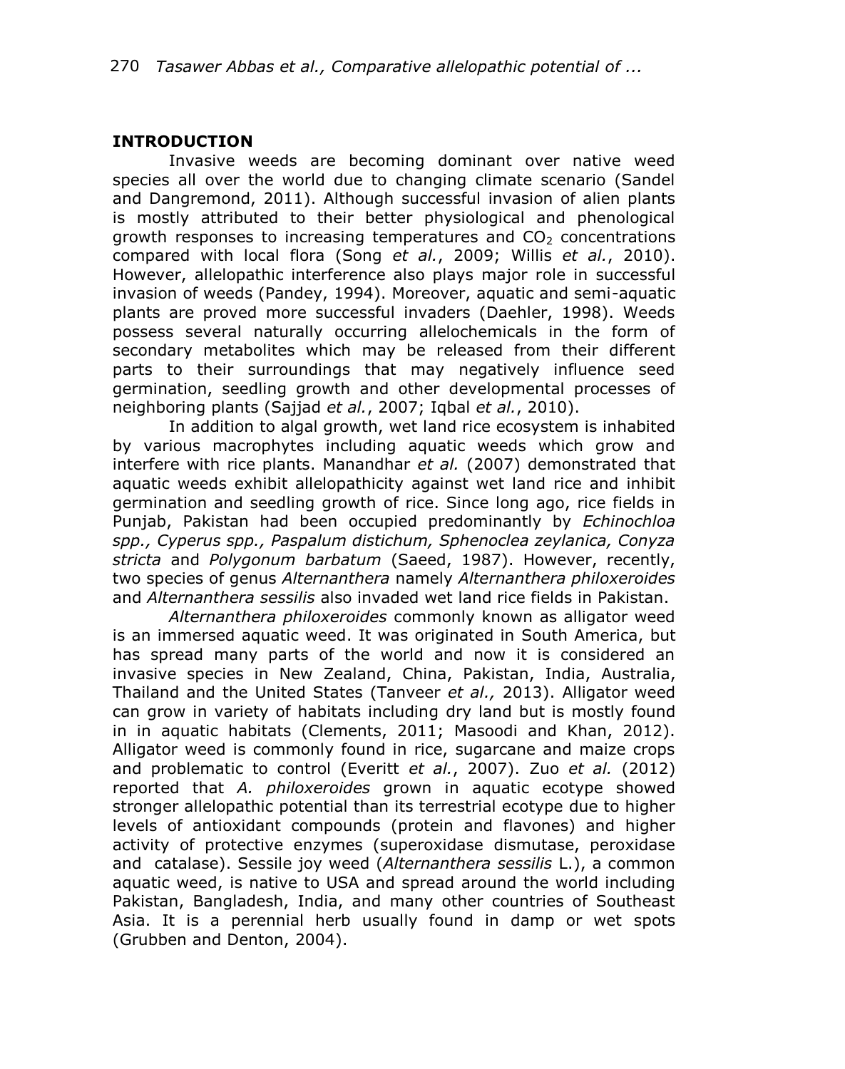## INTRODUCTION

Invasive weeds are becoming dominant over native weed species all over the world due to changing climate scenario (Sandel and Dangremond, 2011). Although successful invasion of alien plants is mostly attributed to their better physiological and phenological growth responses to increasing temperatures and $CO_2$ concentrations compared with local flora (Song *et al.*, 2009; Willis *et al.*, 2010). However, allelopathic interference also plays major role in successful invasion of weeds (Pandey, 1994). Moreover, aquatic and semi-aquatic plants are proved more successful invaders (Daehler, 1998). Weeds possess several naturally occurring allelochemicals in the form of secondary metabolites which may be released from their different parts to their surroundings that may negatively influence seed germination, seedling growth and other developmental processes of neighboring plants (Sajjad *et al.*, 2007; Iqbal *et al.*, 2010).

In addition to algal growth, wet land rice ecosystem is inhabited by various macrophytes including aquatic weeds which grow and interfere with rice plants. Manandhar *et al.* (2007) demonstrated that aquatic weeds exhibit allelopathicity against wet land rice and inhibit germination and seedling growth of rice. Since long ago, rice fields in Punjab, Pakistan had been occupied predominantly by *Echinochloa spp., Cyperus spp., Paspalum distichum, Sphenoclea zeylanica, Conyza stricta* and *Polygonum barbatum* (Saeed, 1987). However, recently, two species of genus *Alternanthera* namely *Alternanthera philoxeroides* and *Alternanthera sessilis* also invaded wet land rice fields in Pakistan.

*Alternanthera philoxeroides* commonly known as alligator weed is an immersed aquatic weed. It was originated in South America, but has spread many parts of the world and now it is considered an invasive species in New Zealand, China, Pakistan, India, Australia, Thailand and the United States (Tanveer *et al.,* 2013). Alligator weed can grow in variety of habitats including dry land but is mostly found in in aquatic habitats (Clements, 2011; Masoodi and Khan, 2012). Alligator weed is commonly found in rice, sugarcane and maize crops and problematic to control (Everitt *et al.*, 2007). Zuo *et al.* (2012) reported that *A. philoxeroides* grown in aquatic ecotype showed stronger allelopathic potential than its terrestrial ecotype due to higher levels of antioxidant compounds (protein and flavones) and higher activity of protective enzymes (superoxidase dismutase, peroxidase and catalase). Sessile joy weed (*Alternanthera sessilis* L.), a common aquatic weed, is native to USA and spread around the world including Pakistan, Bangladesh, India, and many other countries of Southeast Asia. It is a perennial herb usually found in damp or wet spots (Grubben and Denton, 2004).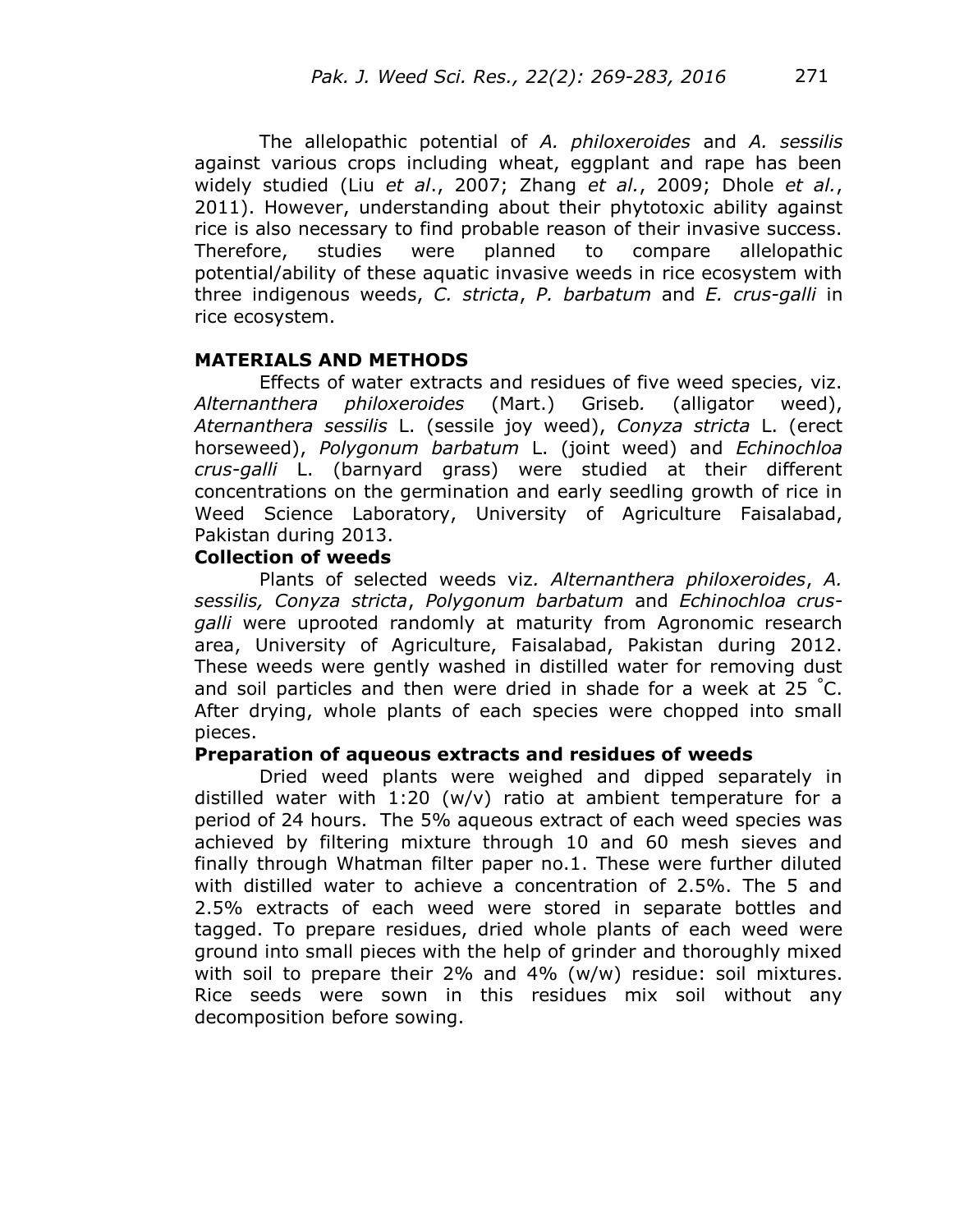The allelopathic potential of *A. philoxeroides* and *A. sessilis* against various crops including wheat, eggplant and rape has been widely studied (Liu *et al*., 2007; Zhang *et al.*, 2009; Dhole *et al.*, 2011). However, understanding about their phytotoxic ability against rice is also necessary to find probable reason of their invasive success. Therefore, studies were planned to compare allelopathic potential/ability of these aquatic invasive weeds in rice ecosystem with three indigenous weeds, *C. stricta*, *P. barbatum* and *E. crus-galli* in rice ecosystem.

## MATERIALS AND METHODS

Effects of water extracts and residues of five weed species, viz. *Alternanthera philoxeroides* (Mart.) Griseb. (alligator weed), *Aternanthera sessilis* L. (sessile joy weed), *Conyza stricta* L. (erect horseweed), *Polygonum barbatum* L. (joint weed) and *Echinochloa crus-galli* L. (barnyard grass) were studied at their different concentrations on the germination and early seedling growth of rice in Weed Science Laboratory, University of Agriculture Faisalabad, Pakistan during 2013.

### Collection of weeds

Plants of selected weeds viz. *Alternanthera philoxeroides*, *A. sessilis, Conyza stricta*, *Polygonum barbatum* and *Echinochloa crus-galli* were uprooted randomly at maturity from Agronomic research area, University of Agriculture, Faisalabad, Pakistan during 2012. These weeds were gently washed in distilled water for removing dust and soil particles and then were dried in shade for a week at 25 °C. After drying, whole plants of each species were chopped into small pieces.

### Preparation of aqueous extracts and residues of weeds

Dried weed plants were weighed and dipped separately in distilled water with 1:20 (w/v) ratio at ambient temperature for a period of 24 hours. The 5% aqueous extract of each weed species was achieved by filtering mixture through 10 and 60 mesh sieves and finally through Whatman filter paper no.1. These were further diluted with distilled water to achieve a concentration of 2.5%. The 5 and 2.5% extracts of each weed were stored in separate bottles and tagged. To prepare residues, dried whole plants of each weed were ground into small pieces with the help of grinder and thoroughly mixed with soil to prepare their 2% and 4% (w/w) residue: soil mixtures. Rice seeds were sown in this residues mix soil without any decomposition before sowing.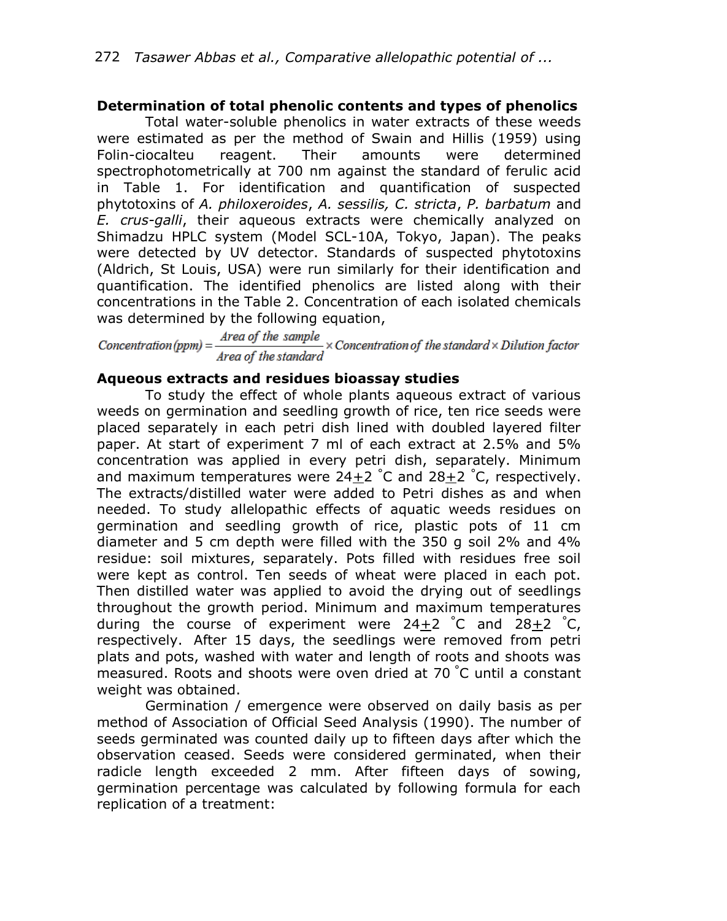**Determination of total phenolic contents and types of phenolics**

Total water-soluble phenolics in water extracts of these weeds were estimated as per the method of Swain and Hillis (1959) using Folin-ciocalteu reagent. Their amounts were determined spectrophotometrically at 700 nm against the standard of ferulic acid in Table 1. For identification and quantification of suspected phytotoxins of *A. philoxeroides*, *A. sessilis, C. stricta*, *P. barbatum* and *E. crus-galli*, their aqueous extracts were chemically analyzed on Shimadzu HPLC system (Model SCL-10A, Tokyo, Japan). The peaks were detected by UV detector. Standards of suspected phytotoxins (Aldrich, St Louis, USA) were run similarly for their identification and quantification. The identified phenolics are listed along with their concentrations in the Table 2. Concentration of each isolated chemicals was determined by the following equation,

$$Concentration\,(ppm) = \frac{Area\ of\ the\ sample}{Area\ of\ the\ standard} \times Concentration\ of\ the\ standard \times Dilution\ factor$$

**Aqueous extracts and residues bioassay studies**

To study the effect of whole plants aqueous extract of various weeds on germination and seedling growth of rice, ten rice seeds were placed separately in each petri dish lined with doubled layered filter paper. At start of experiment 7 ml of each extract at 2.5% and 5% concentration was applied in every petri dish, separately. Minimum and maximum temperatures were $24 \pm 2$ ˚C and $28 \pm 2$ ˚C, respectively. The extracts/distilled water were added to Petri dishes as and when needed. To study allelopathic effects of aquatic weeds residues on germination and seedling growth of rice, plastic pots of 11 cm diameter and 5 cm depth were filled with the 350 g soil 2% and 4% residue: soil mixtures, separately. Pots filled with residues free soil were kept as control. Ten seeds of wheat were placed in each pot. Then distilled water was applied to avoid the drying out of seedlings throughout the growth period. Minimum and maximum temperatures during the course of experiment were $24 \pm 2$ ˚C and $28 \pm 2$ ˚C, respectively. After 15 days, the seedlings were removed from petri plats and pots, washed with water and length of roots and shoots was measured. Roots and shoots were oven dried at 70 ˚C until a constant weight was obtained.

Germination / emergence were observed on daily basis as per method of Association of Official Seed Analysis (1990). The number of seeds germinated was counted daily up to fifteen days after which the observation ceased. Seeds were considered germinated, when their radicle length exceeded 2 mm. After fifteen days of sowing, germination percentage was calculated by following formula for each replication of a treatment: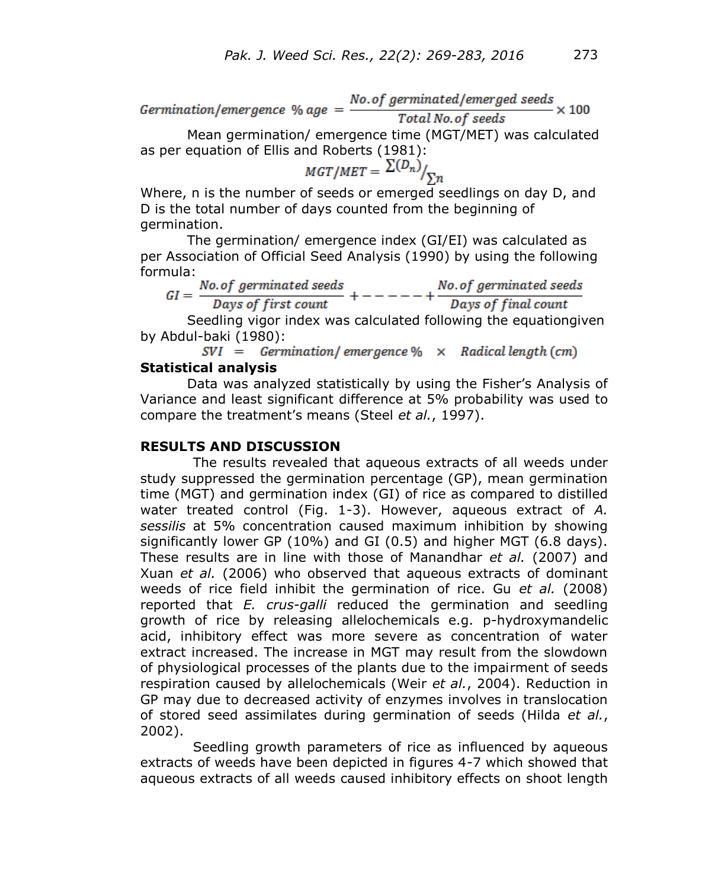$$Germination/emergence\ \%age = \frac{No.of\ germinated/emerged\ seeds}{Total\ No.of\ seeds} \times 100$$

Mean germination/ emergence time (MGT/MET) was calculated as per equation of Ellis and Roberts (1981):

$$MGT/MET = {\sum(D_n)}/{\sum n}$$

Where, n is the number of seeds or emerged seedlings on day D, and D is the total number of days counted from the beginning of germination.

The germination/ emergence index (GI/EI) was calculated as per Association of Official Seed Analysis (1990) by using the following formula:

$$GI = \frac{No.of\ germinated\ seeds}{Days\ of\ first\ count} + - - - - - - + \frac{No.of\ germinated\ seeds}{Days\ of\ final\ count}$$

Seedling vigor index was calculated following the equationgiven by Abdul-baki (1980):

$$SVI = Germination/\ emergence\ \% \times Radical\ length\ (cm)$$

### Statistical analysis

Data was analyzed statistically by using the Fisher's Analysis of Variance and least significant difference at 5% probability was used to compare the treatment's means (Steel *et al.*, 1997).

## RESULTS AND DISCUSSION

The results revealed that aqueous extracts of all weeds under study suppressed the germination percentage (GP), mean germination time (MGT) and germination index (GI) of rice as compared to distilled water treated control (Fig. 1-3). However, aqueous extract of *A. sessilis* at 5% concentration caused maximum inhibition by showing significantly lower GP (10%) and GI (0.5) and higher MGT (6.8 days). These results are in line with those of Manandhar *et al.* (2007) and Xuan *et al.* (2006) who observed that aqueous extracts of dominant weeds of rice field inhibit the germination of rice. Gu *et al.* (2008) reported that *E. crus-galli* reduced the germination and seedling growth of rice by releasing allelochemicals e.g. p-hydroxymandelic acid, inhibitory effect was more severe as concentration of water extract increased. The increase in MGT may result from the slowdown of physiological processes of the plants due to the impairment of seeds respiration caused by allelochemicals (Weir *et al.*, 2004). Reduction in GP may due to decreased activity of enzymes involves in translocation of stored seed assimilates during germination of seeds (Hilda *et al.*, 2002).

Seedling growth parameters of rice as influenced by aqueous extracts of weeds have been depicted in figures 4-7 which showed that aqueous extracts of all weeds caused inhibitory effects on shoot length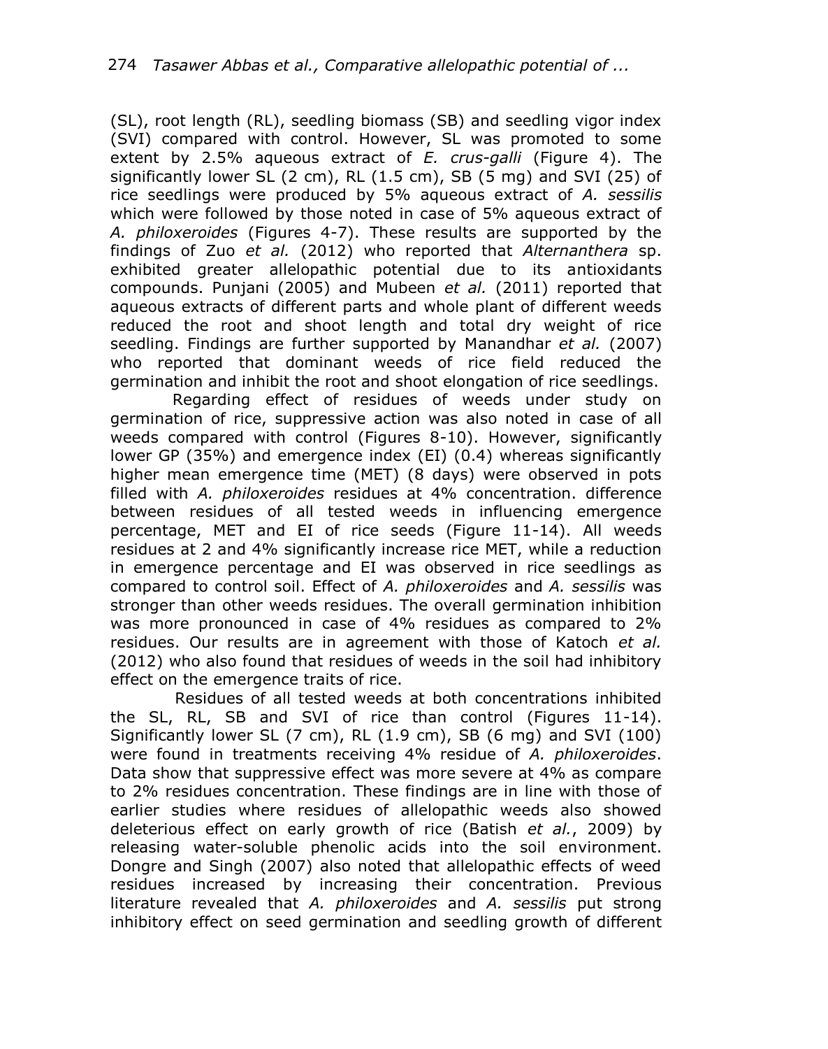(SL), root length (RL), seedling biomass (SB) and seedling vigor index (SVI) compared with control. However, SL was promoted to some extent by 2.5% aqueous extract of *E. crus-galli* (Figure 4). The significantly lower SL (2 cm), RL (1.5 cm), SB (5 mg) and SVI (25) of rice seedlings were produced by 5% aqueous extract of *A. sessilis* which were followed by those noted in case of 5% aqueous extract of *A. philoxeroides* (Figures 4-7). These results are supported by the findings of Zuo *et al.* (2012) who reported that *Alternanthera* sp. exhibited greater allelopathic potential due to its antioxidants compounds. Punjani (2005) and Mubeen *et al.* (2011) reported that aqueous extracts of different parts and whole plant of different weeds reduced the root and shoot length and total dry weight of rice seedling. Findings are further supported by Manandhar *et al.* (2007) who reported that dominant weeds of rice field reduced the germination and inhibit the root and shoot elongation of rice seedlings.

Regarding effect of residues of weeds under study on germination of rice, suppressive action was also noted in case of all weeds compared with control (Figures 8-10). However, significantly lower GP (35%) and emergence index (EI) (0.4) whereas significantly higher mean emergence time (MET) (8 days) were observed in pots filled with *A. philoxeroides* residues at 4% concentration. difference between residues of all tested weeds in influencing emergence percentage, MET and EI of rice seeds (Figure 11-14). All weeds residues at 2 and 4% significantly increase rice MET, while a reduction in emergence percentage and EI was observed in rice seedlings as compared to control soil. Effect of *A. philoxeroides* and *A. sessilis* was stronger than other weeds residues. The overall germination inhibition was more pronounced in case of 4% residues as compared to 2% residues. Our results are in agreement with those of Katoch *et al.* (2012) who also found that residues of weeds in the soil had inhibitory effect on the emergence traits of rice.

Residues of all tested weeds at both concentrations inhibited the SL, RL, SB and SVI of rice than control (Figures 11-14). Significantly lower SL (7 cm), RL (1.9 cm), SB (6 mg) and SVI (100) were found in treatments receiving 4% residue of *A. philoxeroides*. Data show that suppressive effect was more severe at 4% as compare to 2% residues concentration. These findings are in line with those of earlier studies where residues of allelopathic weeds also showed deleterious effect on early growth of rice (Batish *et al.*, 2009) by releasing water-soluble phenolic acids into the soil environment. Dongre and Singh (2007) also noted that allelopathic effects of weed residues increased by increasing their concentration. Previous literature revealed that *A. philoxeroides* and *A. sessilis* put strong inhibitory effect on seed germination and seedling growth of different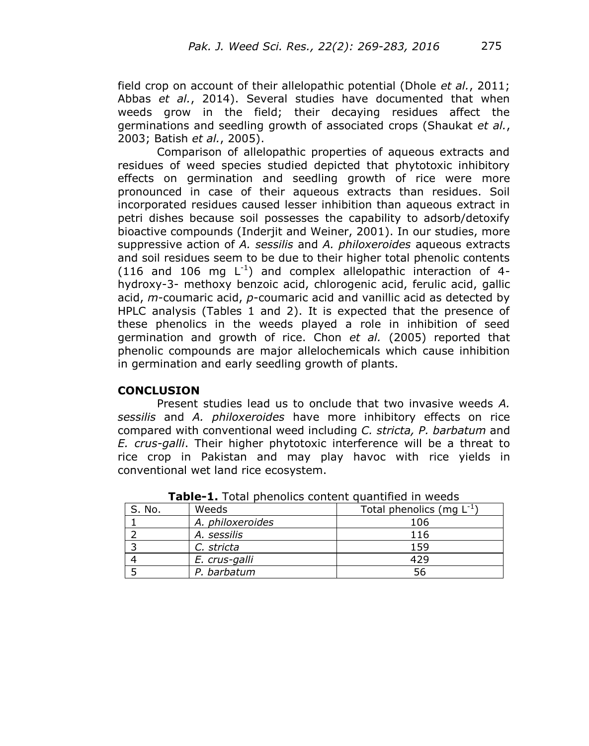field crop on account of their allelopathic potential (Dhole *et al.*, 2011; Abbas *et al.*, 2014). Several studies have documented that when weeds grow in the field; their decaying residues affect the germinations and seedling growth of associated crops (Shaukat *et al.*, 2003; Batish *et al.*, 2005).

Comparison of allelopathic properties of aqueous extracts and residues of weed species studied depicted that phytotoxic inhibitory effects on germination and seedling growth of rice were more pronounced in case of their aqueous extracts than residues. Soil incorporated residues caused lesser inhibition than aqueous extract in petri dishes because soil possesses the capability to adsorb/detoxify bioactive compounds (Inderjit and Weiner, 2001). In our studies, more suppressive action of *A. sessilis* and *A. philoxeroides* aqueous extracts and soil residues seem to be due to their higher total phenolic contents (116 and 106 mg $L^{-1}$) and complex allelopathic interaction of 4-hydroxy-3- methoxy benzoic acid, chlorogenic acid, ferulic acid, gallic acid, *m*-coumaric acid, *p*-coumaric acid and vanillic acid as detected by HPLC analysis (Tables 1 and 2). It is expected that the presence of these phenolics in the weeds played a role in inhibition of seed germination and growth of rice. Chon *et al.* (2005) reported that phenolic compounds are major allelochemicals which cause inhibition in germination and early seedling growth of plants.

## CONCLUSION

Present studies lead us to onclude that two invasive weeds *A. sessilis* and *A. philoxeroides* have more inhibitory effects on rice compared with conventional weed including *C. stricta, P. barbatum* and *E. crus-galli*. Their higher phytotoxic interference will be a threat to rice crop in Pakistan and may play havoc with rice yields in conventional wet land rice ecosystem.

**Table-1.** Total phenolics content quantified in weeds

| S. No. | Weeds | Total phenolics (mg $L^{-1}$) |
|---|---|---|
| 1 | *A. philoxeroides* | 106 |
| 2 | *A. sessilis* | 116 |
| 3 | *C. stricta* | 159 |
| 4 | *E. crus-galli* | 429 |
| 5 | *P. barbatum* | 56 |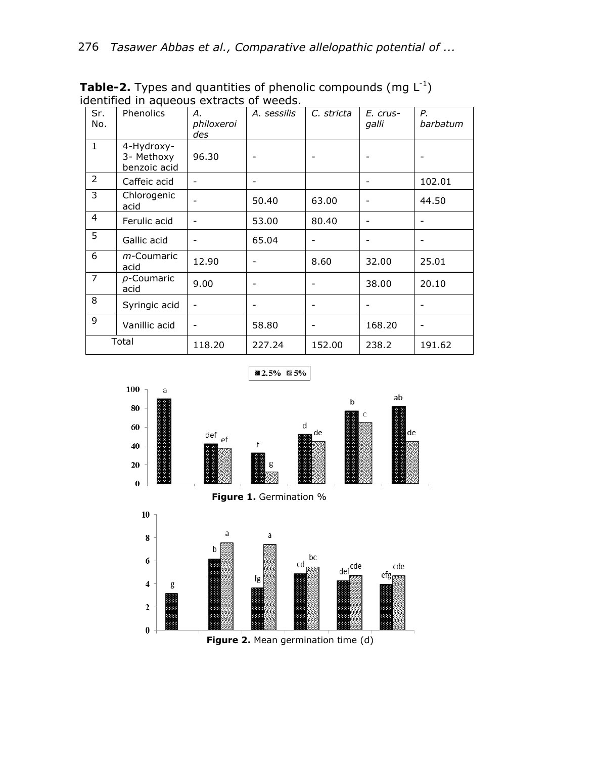**Table-2.** Types and quantities of phenolic compounds (mg $L^{-1}$) identified in aqueous extracts of weeds.

| Sr. No. | Phenolics | *A. philoxeroides* | *A. sessilis* | *C. stricta* | *E. crus-galli* | *P. barbatum* |
|---|---|---|---|---|---|---|
| 1 | 4-Hydroxy-3- Methoxy benzoic acid | 96.30 | - | - | - | - |
| 2 | Caffeic acid | - | - | | - | 102.01 |
| 3 | Chlorogenic acid | - | 50.40 | 63.00 | - | 44.50 |
| 4 | Ferulic acid | - | 53.00 | 80.40 | - | - |
| 5 | Gallic acid | - | 65.04 | - | - | - |
| 6 | *m*-Coumaric acid | 12.90 | - | 8.60 | 32.00 | 25.01 |
| 7 | *p*-Coumaric acid | 9.00 | - | - | 38.00 | 20.10 |
| 8 | Syringic acid | - | - | - | - | - |
| 9 | Vanillic acid | - | 58.80 | - | 168.20 | - |
| Total | | 118.20 | 227.24 | 152.00 | 238.2 | 191.62 |

**Figure 1.** Germination %

**Figure 2.** Mean germination time (d)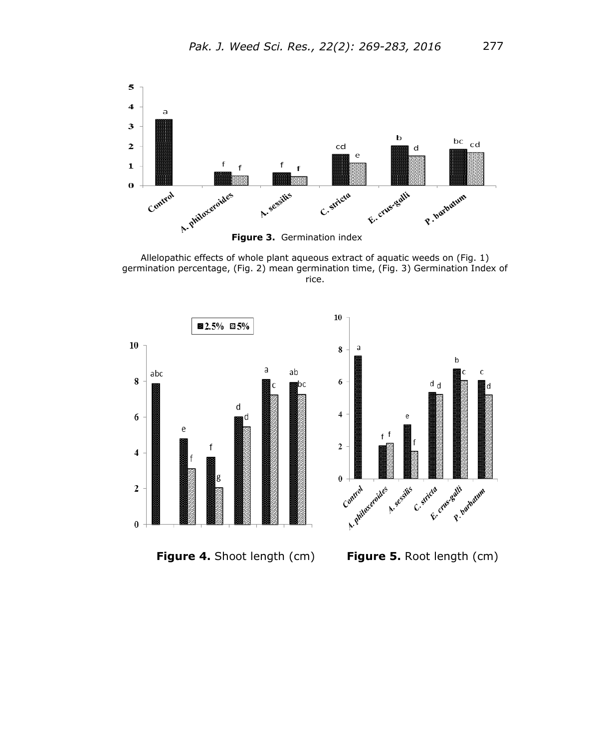**Figure 3.** Germination index

Allelopathic effects of whole plant aqueous extract of aquatic weeds on (Fig. 1) germination percentage, (Fig. 2) mean germination time, (Fig. 3) Germination Index of rice.

**Figure 4.** Shoot length (cm)

**Figure 5.** Root length (cm)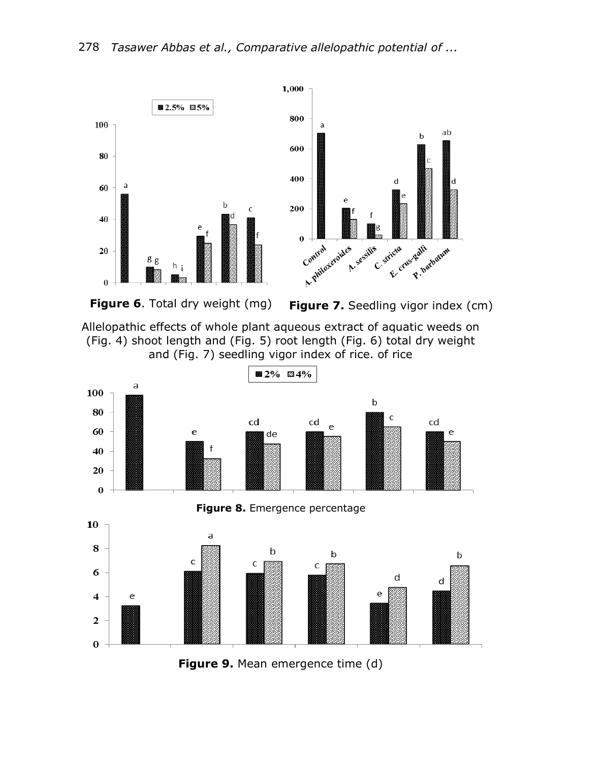**Figure 6**. Total dry weight (mg)

**Figure 7.** Seedling vigor index (cm)

Allelopathic effects of whole plant aqueous extract of aquatic weeds on (Fig. 4) shoot length and (Fig. 5) root length (Fig. 6) total dry weight and (Fig. 7) seedling vigor index of rice. of rice

**Figure 8.** Emergence percentage

**Figure 9.** Mean emergence time (d)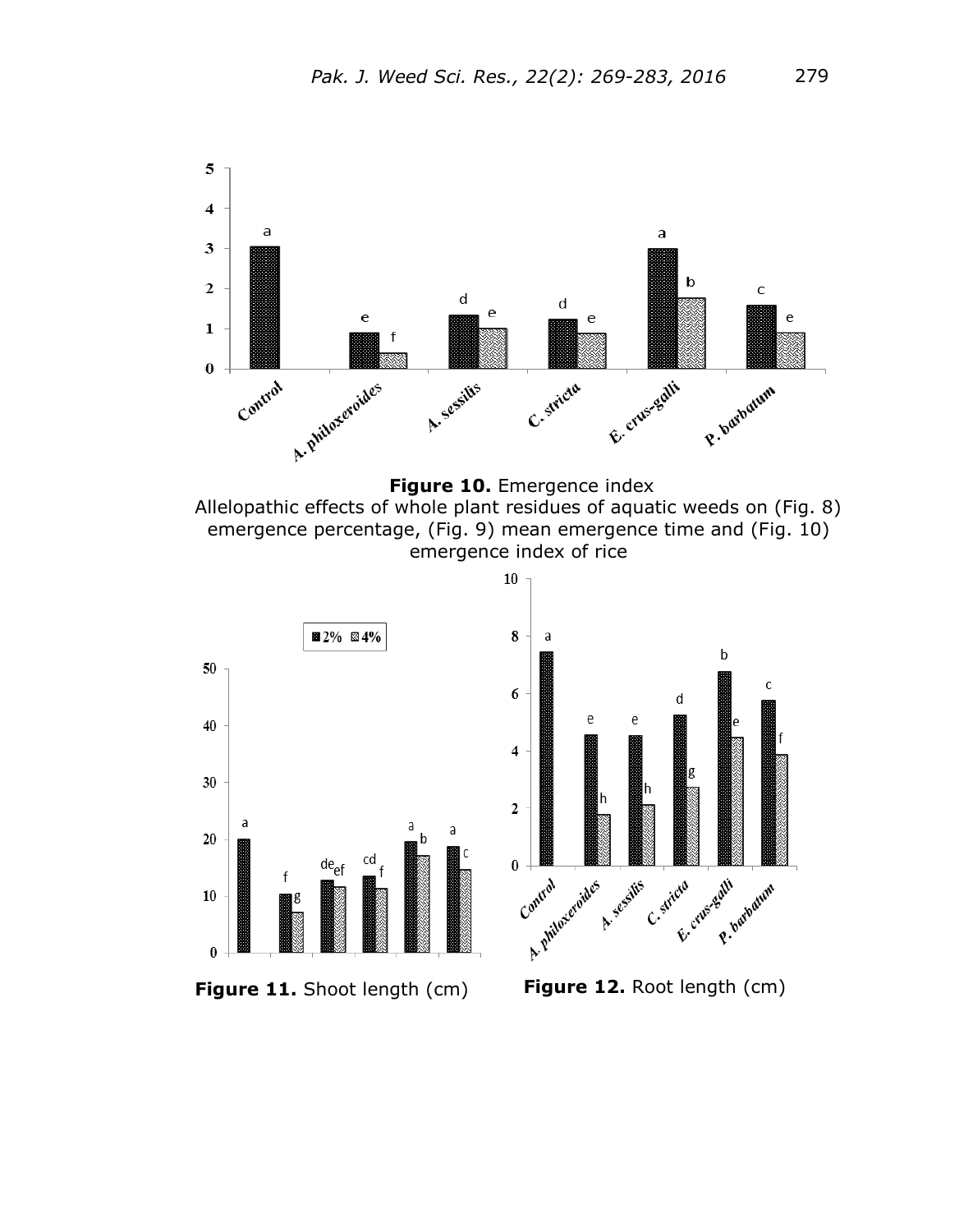**Figure 10.** Emergence index

Allelopathic effects of whole plant residues of aquatic weeds on (Fig. 8) emergence percentage, (Fig. 9) mean emergence time and (Fig. 10) emergence index of rice

**Figure 11.** Shoot length (cm)

**Figure 12.** Root length (cm)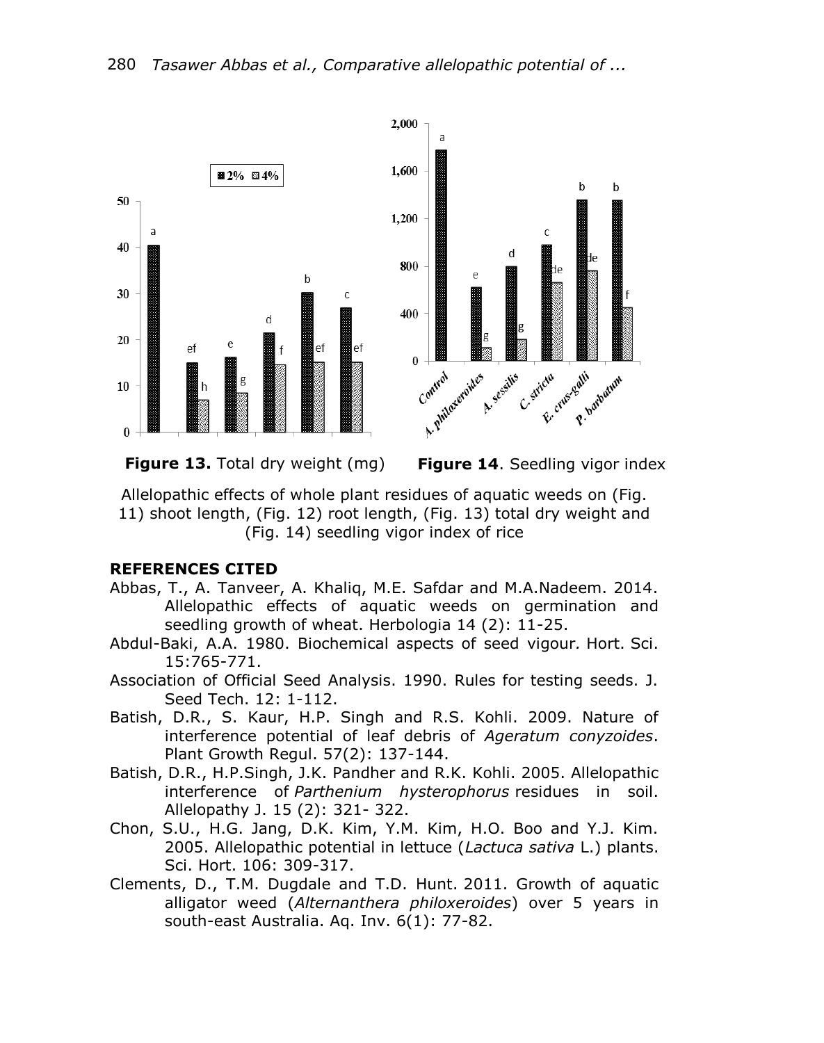**Figure 13.** Total dry weight (mg)

**Figure 14**. Seedling vigor index

Allelopathic effects of whole plant residues of aquatic weeds on (Fig. 11) shoot length, (Fig. 12) root length, (Fig. 13) total dry weight and (Fig. 14) seedling vigor index of rice

## REFERENCES CITED

Abbas, T., A. Tanveer, A. Khaliq, M.E. Safdar and M.A.Nadeem. 2014. Allelopathic effects of aquatic weeds on germination and seedling growth of wheat. Herbologia 14 (2): 11-25.

Abdul-Baki, A.A. 1980. Biochemical aspects of seed vigour. Hort. Sci. 15:765-771.

Association of Official Seed Analysis. 1990. Rules for testing seeds. J. Seed Tech. 12: 1-112.

Batish, D.R., S. Kaur, H.P. Singh and R.S. Kohli. 2009. Nature of interference potential of leaf debris of *Ageratum conyzoides*. Plant Growth Regul. 57(2): 137-144.

Batish, D.R., H.P.Singh, J.K. Pandher and R.K. Kohli. 2005. Allelopathic interference of *Parthenium hysterophorus* residues in soil. Allelopathy J. 15 (2): 321- 322.

Chon, S.U., H.G. Jang, D.K. Kim, Y.M. Kim, H.O. Boo and Y.J. Kim. 2005. Allelopathic potential in lettuce (*Lactuca sativa* L.) plants. Sci. Hort. 106: 309-317.

Clements, D., T.M. Dugdale and T.D. Hunt. 2011. Growth of aquatic alligator weed (*Alternanthera philoxeroides*) over 5 years in south-east Australia. Aq. Inv. 6(1): 77-82.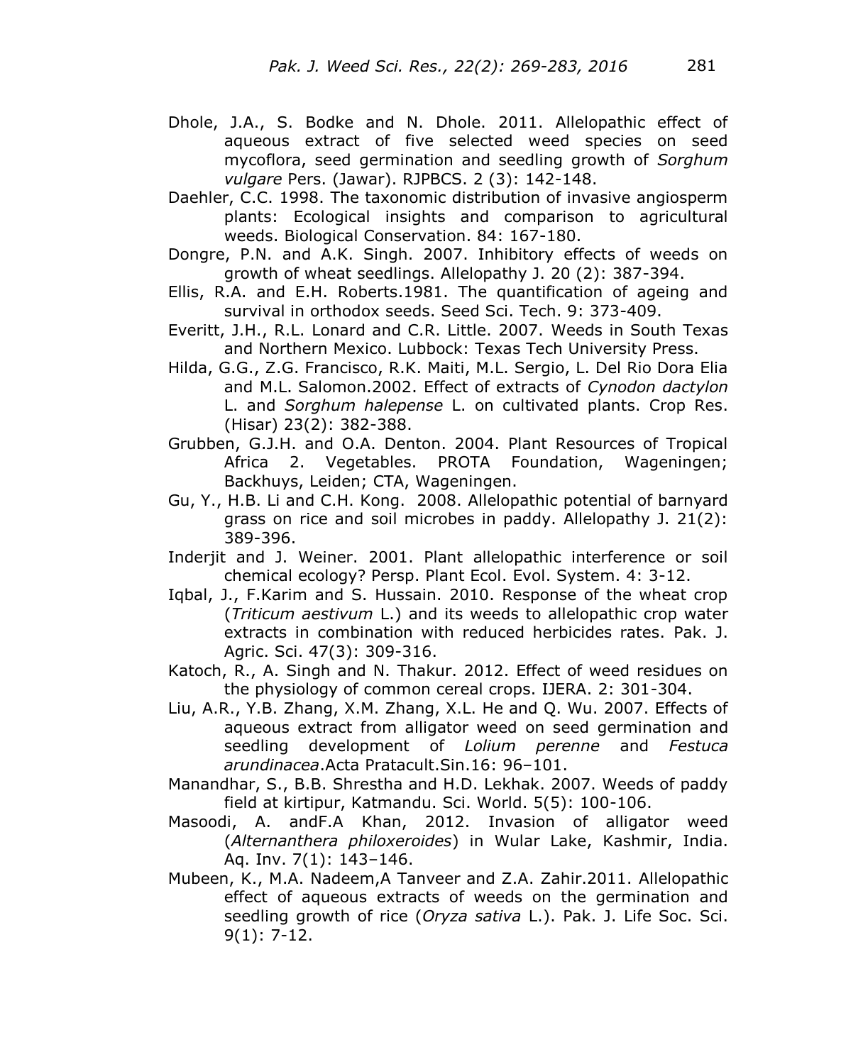Dhole, J.A., S. Bodke and N. Dhole. 2011. Allelopathic effect of aqueous extract of five selected weed species on seed mycoflora, seed germination and seedling growth of *Sorghum vulgare* Pers. (Jawar). RJPBCS. 2 (3): 142-148.

Daehler, C.C. 1998. The taxonomic distribution of invasive angiosperm plants: Ecological insights and comparison to agricultural weeds. Biological Conservation. 84: 167-180.

Dongre, P.N. and A.K. Singh. 2007. Inhibitory effects of weeds on growth of wheat seedlings. Allelopathy J. 20 (2): 387-394.

Ellis, R.A. and E.H. Roberts.1981. The quantification of ageing and survival in orthodox seeds. Seed Sci. Tech. 9: 373-409.

Everitt, J.H., R.L. Lonard and C.R. Little. 2007. Weeds in South Texas and Northern Mexico. Lubbock: Texas Tech University Press.

Hilda, G.G., Z.G. Francisco, R.K. Maiti, M.L. Sergio, L. Del Rio Dora Elia and M.L. Salomon.2002. Effect of extracts of *Cynodon dactylon* L. and *Sorghum halepense* L. on cultivated plants. Crop Res. (Hisar) 23(2): 382-388.

Grubben, G.J.H. and O.A. Denton. 2004. Plant Resources of Tropical Africa 2. Vegetables. PROTA Foundation, Wageningen; Backhuys, Leiden; CTA, Wageningen.

Gu, Y., H.B. Li and C.H. Kong. 2008. Allelopathic potential of barnyard grass on rice and soil microbes in paddy. Allelopathy J. 21(2): 389-396.

Inderjit and J. Weiner. 2001. Plant allelopathic interference or soil chemical ecology? Persp. Plant Ecol. Evol. System. 4: 3-12.

Iqbal, J., F.Karim and S. Hussain. 2010. Response of the wheat crop (*Triticum aestivum* L.) and its weeds to allelopathic crop water extracts in combination with reduced herbicides rates. Pak. J. Agric. Sci. 47(3): 309-316.

Katoch, R., A. Singh and N. Thakur. 2012. Effect of weed residues on the physiology of common cereal crops. IJERA. 2: 301-304.

Liu, A.R., Y.B. Zhang, X.M. Zhang, X.L. He and Q. Wu. 2007. Effects of aqueous extract from alligator weed on seed germination and seedling development of *Lolium perenne* and *Festuca arundinacea*.Acta Pratacult.Sin.16: 96–101.

Manandhar, S., B.B. Shrestha and H.D. Lekhak. 2007. Weeds of paddy field at kirtipur, Katmandu. Sci. World. 5(5): 100-106.

Masoodi, A. andF.A Khan, 2012. Invasion of alligator weed (*Alternanthera philoxeroides*) in Wular Lake, Kashmir, India. Aq. Inv. 7(1): 143–146.

Mubeen, K., M.A. Nadeem,A Tanveer and Z.A. Zahir.2011. Allelopathic effect of aqueous extracts of weeds on the germination and seedling growth of rice (*Oryza sativa* L.). Pak. J. Life Soc. Sci. 9(1): 7-12.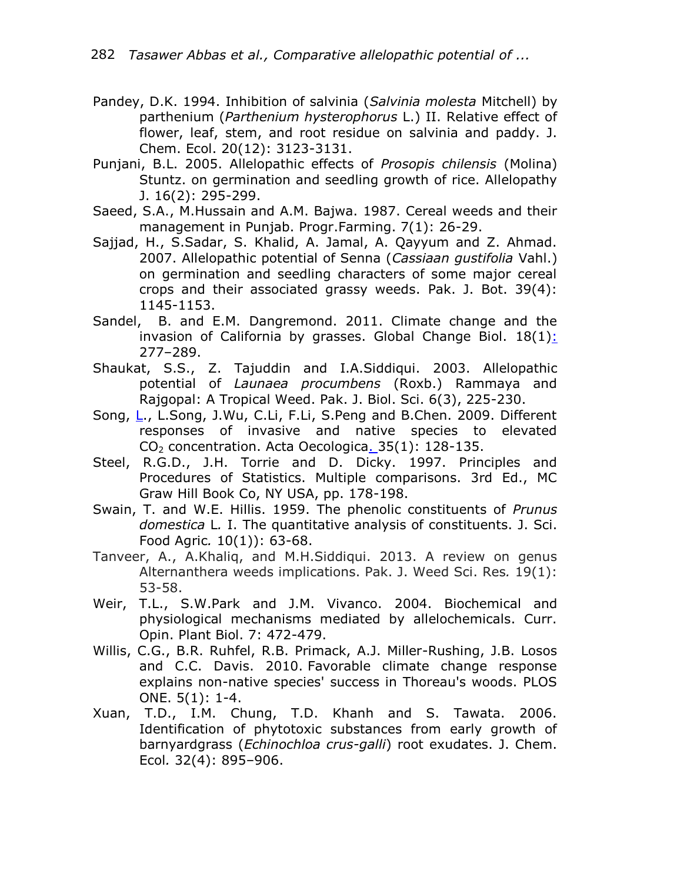Pandey, D.K. 1994. Inhibition of salvinia (*Salvinia molesta* Mitchell) by parthenium (*Parthenium hysterophorus* L.) II. Relative effect of flower, leaf, stem, and root residue on salvinia and paddy. J. Chem. Ecol. 20(12): 3123-3131.

Punjani, B.L. 2005. Allelopathic effects of *Prosopis chilensis* (Molina) Stuntz. on germination and seedling growth of rice. Allelopathy J. 16(2): 295-299.

Saeed, S.A., M.Hussain and A.M. Bajwa. 1987. Cereal weeds and their management in Punjab. Progr.Farming. 7(1): 26-29.

Sajjad, H., S.Sadar, S. Khalid, A. Jamal, A. Qayyum and Z. Ahmad. 2007. Allelopathic potential of Senna (*Cassiaan gustifolia* Vahl.) on germination and seedling characters of some major cereal crops and their associated grassy weeds. Pak. J. Bot. 39(4): 1145-1153.

Sandel, B. and E.M. Dangremond. 2011. Climate change and the invasion of California by grasses. Global Change Biol. 18(1): 277–289.

Shaukat, S.S., Z. Tajuddin and I.A.Siddiqui. 2003. Allelopathic potential of *Launaea procumbens* (Roxb.) Rammaya and Rajgopal: A Tropical Weed. Pak. J. Biol. Sci. 6(3), 225-230.

Song, L., L.Song, J.Wu, C.Li, F.Li, S.Peng and B.Chen. 2009. Different responses of invasive and native species to elevated $CO_2$ concentration. Acta Oecologica. 35(1): 128-135.

Steel, R.G.D., J.H. Torrie and D. Dicky. 1997. Principles and Procedures of Statistics. Multiple comparisons. 3rd Ed., MC Graw Hill Book Co, NY USA, pp. 178-198.

Swain, T. and W.E. Hillis. 1959. The phenolic constituents of *Prunus domestica* L. I. The quantitative analysis of constituents. J. Sci. Food Agric. 10(1)): 63-68.

Tanveer, A., A.Khaliq, and M.H.Siddiqui. 2013. A review on genus Alternanthera weeds implications. Pak. J. Weed Sci. Res. 19(1): 53-58.

Weir, T.L., S.W.Park and J.M. Vivanco. 2004. Biochemical and physiological mechanisms mediated by allelochemicals. Curr. Opin. Plant Biol. 7: 472-479.

Willis, C.G., B.R. Ruhfel, R.B. Primack, A.J. Miller-Rushing, J.B. Losos and C.C. Davis. 2010. Favorable climate change response explains non-native species' success in Thoreau's woods. PLOS ONE. 5(1): 1-4.

Xuan, T.D., I.M. Chung, T.D. Khanh and S. Tawata. 2006. Identification of phytotoxic substances from early growth of barnyardgrass (*Echinochloa crus-galli*) root exudates. J. Chem. Ecol. 32(4): 895–906.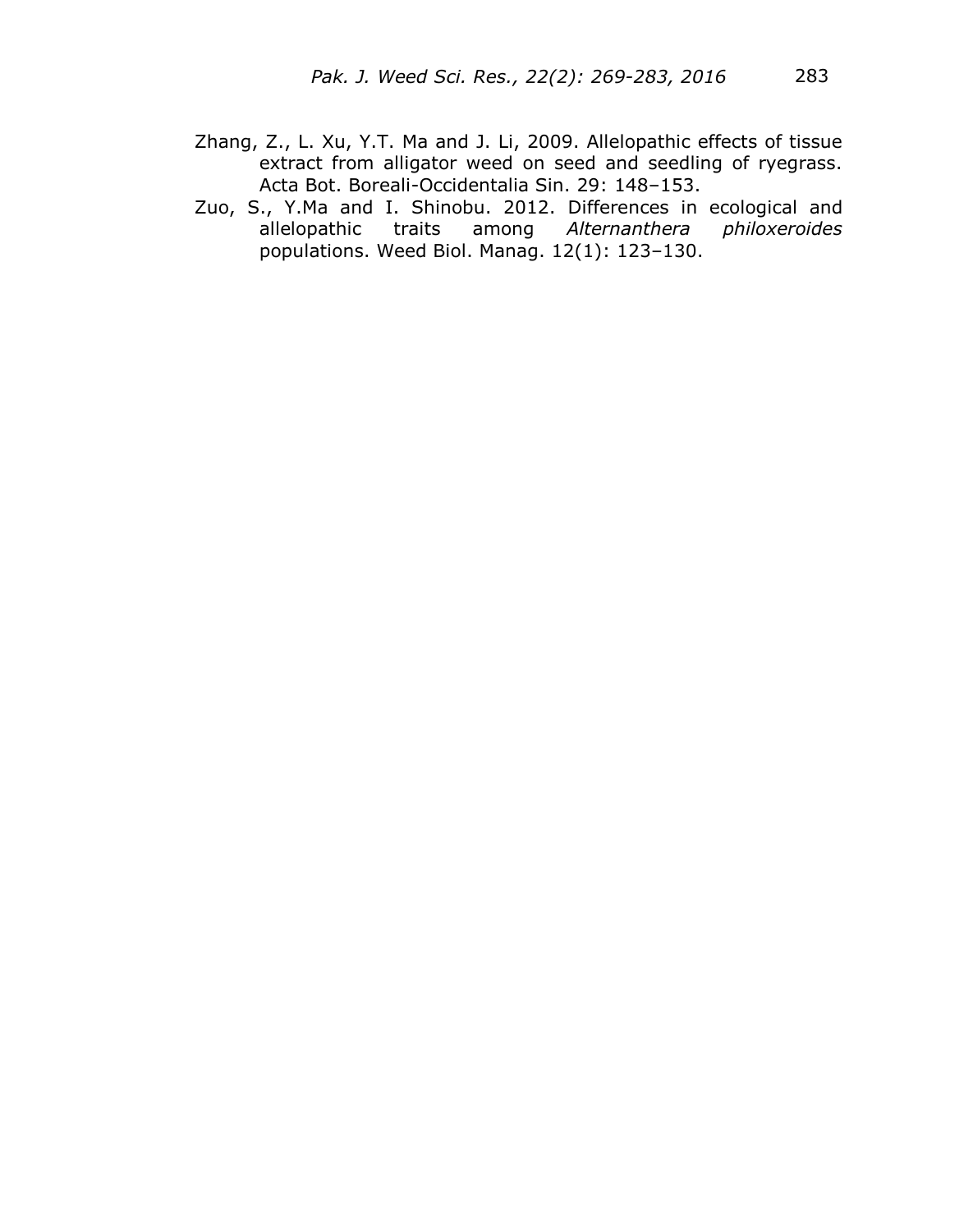Zhang, Z., L. Xu, Y.T. Ma and J. Li, 2009. Allelopathic effects of tissue extract from alligator weed on seed and seedling of ryegrass. Acta Bot. Boreali-Occidentalia Sin. 29: 148–153.

Zuo, S., Y.Ma and I. Shinobu. 2012. Differences in ecological and allelopathic traits among *Alternanthera philoxeroides* populations. Weed Biol. Manag. 12(1): 123–130.